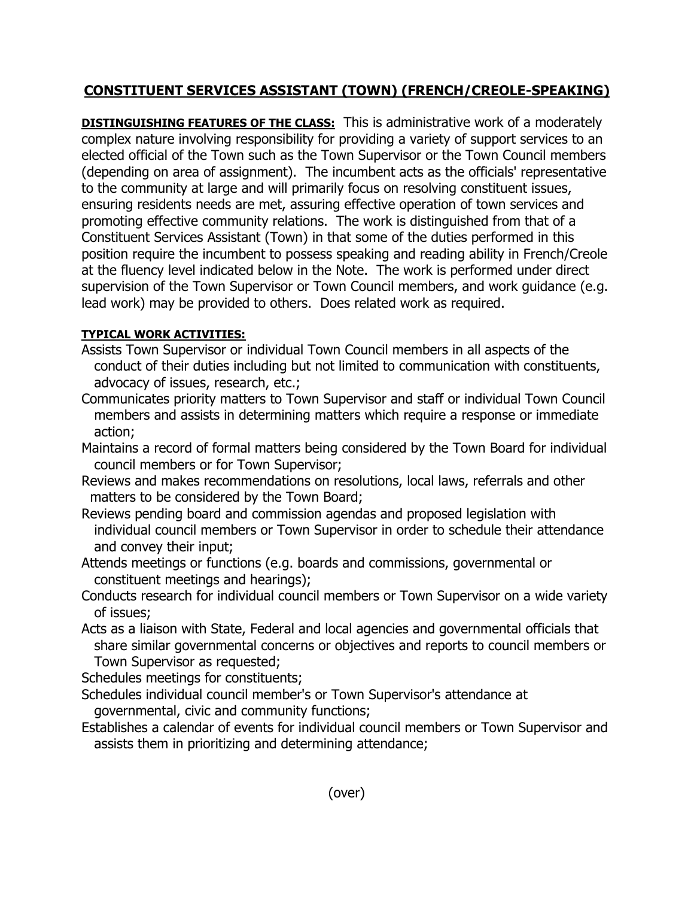# CONSTITUENT SERVICES ASSISTANT (TOWN) (FRENCH/CREOLE-SPEAKING)

**DISTINGUISHING FEATURES OF THE CLASS:** This is administrative work of a moderately complex nature involving responsibility for providing a variety of support services to an elected official of the Town such as the Town Supervisor or the Town Council members (depending on area of assignment). The incumbent acts as the officials' representative to the community at large and will primarily focus on resolving constituent issues, ensuring residents needs are met, assuring effective operation of town services and promoting effective community relations. The work is distinguished from that of a Constituent Services Assistant (Town) in that some of the duties performed in this position require the incumbent to possess speaking and reading ability in French/Creole at the fluency level indicated below in the Note. The work is performed under direct supervision of the Town Supervisor or Town Council members, and work guidance (e.g. lead work) may be provided to others. Does related work as required.

**TYPICAL WORK ACTIVITIES:**

Assists Town Supervisor or individual Town Council members in all aspects of the conduct of their duties including but not limited to communication with constituents, advocacy of issues, research, etc.;

Communicates priority matters to Town Supervisor and staff or individual Town Council members and assists in determining matters which require a response or immediate action;

Maintains a record of formal matters being considered by the Town Board for individual council members or for Town Supervisor;

Reviews and makes recommendations on resolutions, local laws, referrals and other matters to be considered by the Town Board;

Reviews pending board and commission agendas and proposed legislation with individual council members or Town Supervisor in order to schedule their attendance and convey their input;

Attends meetings or functions (e.g. boards and commissions, governmental or constituent meetings and hearings);

Conducts research for individual council members or Town Supervisor on a wide variety of issues;

Acts as a liaison with State, Federal and local agencies and governmental officials that share similar governmental concerns or objectives and reports to council members or Town Supervisor as requested;

Schedules meetings for constituents;

Schedules individual council member's or Town Supervisor's attendance at governmental, civic and community functions;

Establishes a calendar of events for individual council members or Town Supervisor and assists them in prioritizing and determining attendance;

(over)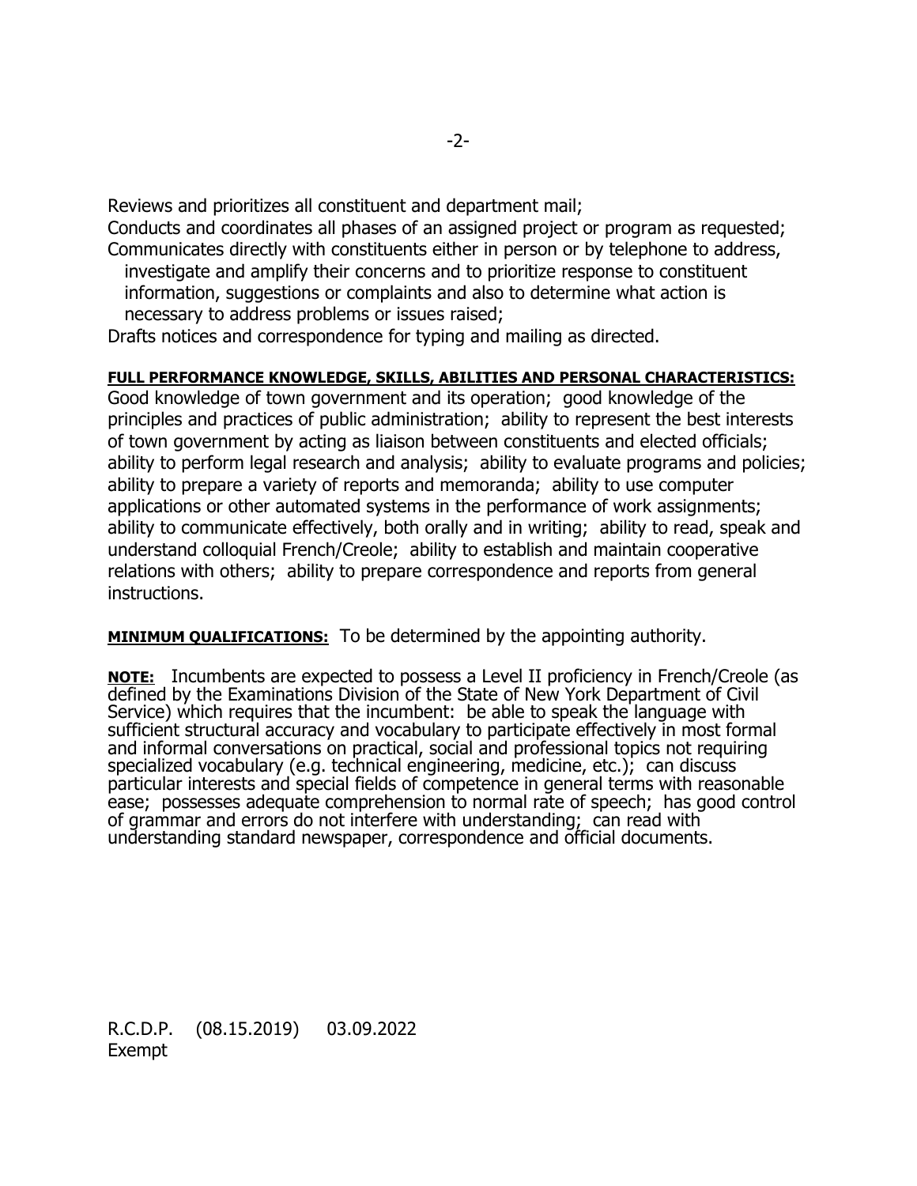Reviews and prioritizes all constituent and department mail;
Conducts and coordinates all phases of an assigned project or program as requested;
Communicates directly with constituents either in person or by telephone to address, investigate and amplify their concerns and to prioritize response to constituent information, suggestions or complaints and also to determine what action is necessary to address problems or issues raised;
Drafts notices and correspondence for typing and mailing as directed.

**FULL PERFORMANCE KNOWLEDGE, SKILLS, ABILITIES AND PERSONAL CHARACTERISTICS:**
Good knowledge of town government and its operation; good knowledge of the principles and practices of public administration; ability to represent the best interests of town government by acting as liaison between constituents and elected officials; ability to perform legal research and analysis; ability to evaluate programs and policies; ability to prepare a variety of reports and memoranda; ability to use computer applications or other automated systems in the performance of work assignments; ability to communicate effectively, both orally and in writing; ability to read, speak and understand colloquial French/Creole; ability to establish and maintain cooperative relations with others; ability to prepare correspondence and reports from general instructions.

**MINIMUM QUALIFICATIONS:** To be determined by the appointing authority.

**NOTE:** Incumbents are expected to possess a Level II proficiency in French/Creole (as defined by the Examinations Division of the State of New York Department of Civil Service) which requires that the incumbent: be able to speak the language with sufficient structural accuracy and vocabulary to participate effectively in most formal and informal conversations on practical, social and professional topics not requiring specialized vocabulary (e.g. technical engineering, medicine, etc.); can discuss particular interests and special fields of competence in general terms with reasonable ease; possesses adequate comprehension to normal rate of speech; has good control of grammar and errors do not interfere with understanding; can read with understanding standard newspaper, correspondence and official documents.

R.C.D.P. (08.15.2019) 03.09.2022
Exempt